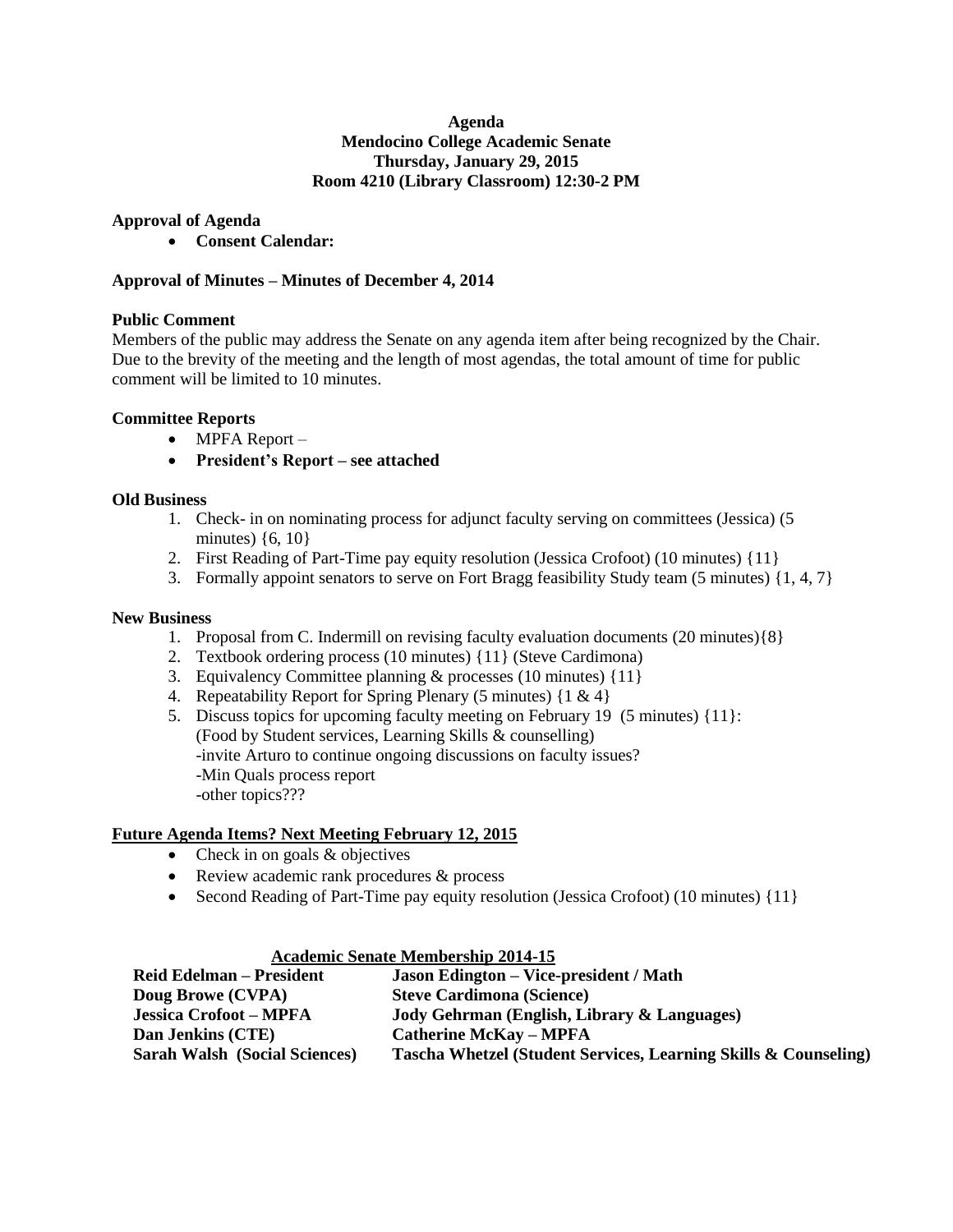**Agenda**
**Mendocino College Academic Senate**
**Thursday, January 29, 2015**
**Room 4210 (Library Classroom) 12:30-2 PM**

**Approval of Agenda**

- **Consent Calendar:**

**Approval of Minutes – Minutes of December 4, 2014**

**Public Comment**

Members of the public may address the Senate on any agenda item after being recognized by the Chair. Due to the brevity of the meeting and the length of most agendas, the total amount of time for public comment will be limited to 10 minutes.

**Committee Reports**

- MPFA Report –
- **President's Report – see attached**

**Old Business**

1. Check- in on nominating process for adjunct faculty serving on committees (Jessica) (5 minutes) {6, 10}
2. First Reading of Part-Time pay equity resolution (Jessica Crofoot) (10 minutes) {11}
3. Formally appoint senators to serve on Fort Bragg feasibility Study team (5 minutes) {1, 4, 7}

**New Business**

1. Proposal from C. Indermill on revising faculty evaluation documents (20 minutes){8}
2. Textbook ordering process (10 minutes) {11} (Steve Cardimona)
3. Equivalency Committee planning & processes (10 minutes) {11}
4. Repeatability Report for Spring Plenary (5 minutes) {1 & 4}
5. Discuss topics for upcoming faculty meeting on February 19 (5 minutes) {11}:
   (Food by Student services, Learning Skills & counselling)
   -invite Arturo to continue ongoing discussions on faculty issues?
   -Min Quals process report
   -other topics???

**Future Agenda Items? Next Meeting February 12, 2015**

- Check in on goals & objectives
- Review academic rank procedures & process
- Second Reading of Part-Time pay equity resolution (Jessica Crofoot) (10 minutes) {11}

**Academic Senate Membership 2014-15**

| | |
|---|---|
| **Reid Edelman – President** | **Jason Edington – Vice-president / Math** |
| **Doug Browe (CVPA)** | **Steve Cardimona (Science)** |
| **Jessica Crofoot – MPFA** | **Jody Gehrman (English, Library & Languages)** |
| **Dan Jenkins (CTE)** | **Catherine McKay – MPFA** |
| **Sarah Walsh (Social Sciences)** | **Tascha Whetzel (Student Services, Learning Skills & Counseling)** |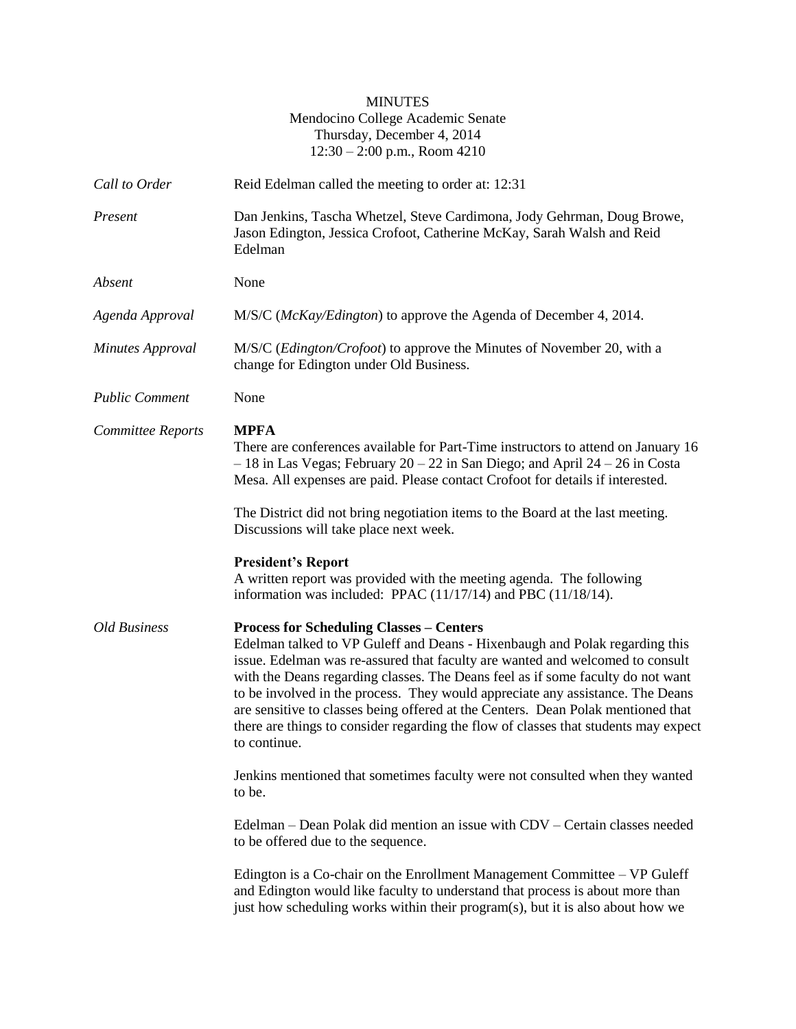MINUTES
Mendocino College Academic Senate
Thursday, December 4, 2014
12:30 – 2:00 p.m., Room 4210

*Call to Order* — Reid Edelman called the meeting to order at: 12:31

*Present* — Dan Jenkins, Tascha Whetzel, Steve Cardimona, Jody Gehrman, Doug Browe, Jason Edington, Jessica Crofoot, Catherine McKay, Sarah Walsh and Reid Edelman

*Absent* — None

*Agenda Approval* — M/S/C (*McKay/Edington*) to approve the Agenda of December 4, 2014.

*Minutes Approval* — M/S/C (*Edington/Crofoot*) to approve the Minutes of November 20, with a change for Edington under Old Business.

*Public Comment* — None

*Committee Reports*

**MPFA**

There are conferences available for Part-Time instructors to attend on January 16 – 18 in Las Vegas; February 20 – 22 in San Diego; and April 24 – 26 in Costa Mesa. All expenses are paid. Please contact Crofoot for details if interested.

The District did not bring negotiation items to the Board at the last meeting. Discussions will take place next week.

**President's Report**

A written report was provided with the meeting agenda. The following information was included: PPAC (11/17/14) and PBC (11/18/14).

*Old Business*

**Process for Scheduling Classes – Centers**

Edelman talked to VP Guleff and Deans - Hixenbaugh and Polak regarding this issue. Edelman was re-assured that faculty are wanted and welcomed to consult with the Deans regarding classes. The Deans feel as if some faculty do not want to be involved in the process. They would appreciate any assistance. The Deans are sensitive to classes being offered at the Centers. Dean Polak mentioned that there are things to consider regarding the flow of classes that students may expect to continue.

Jenkins mentioned that sometimes faculty were not consulted when they wanted to be.

Edelman – Dean Polak did mention an issue with CDV – Certain classes needed to be offered due to the sequence.

Edington is a Co-chair on the Enrollment Management Committee – VP Guleff and Edington would like faculty to understand that process is about more than just how scheduling works within their program(s), but it is also about how we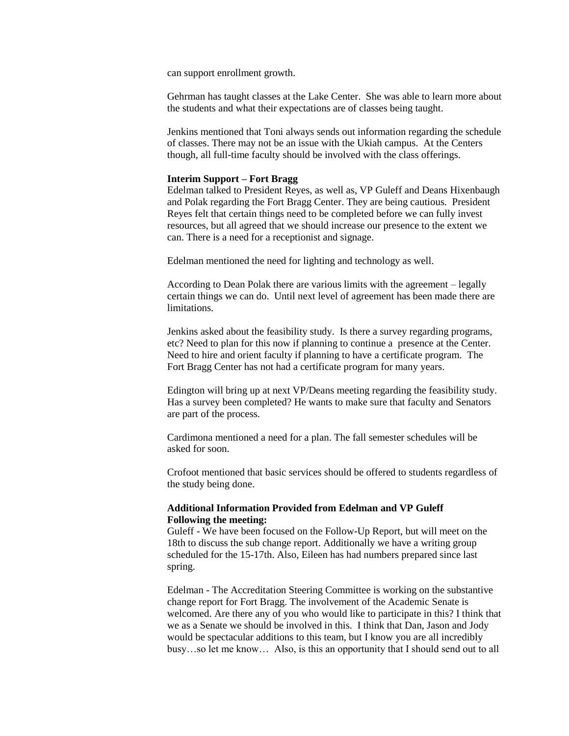can support enrollment growth.

Gehrman has taught classes at the Lake Center. She was able to learn more about the students and what their expectations are of classes being taught.

Jenkins mentioned that Toni always sends out information regarding the schedule of classes. There may not be an issue with the Ukiah campus. At the Centers though, all full-time faculty should be involved with the class offerings.

**Interim Support – Fort Bragg**

Edelman talked to President Reyes, as well as, VP Guleff and Deans Hixenbaugh and Polak regarding the Fort Bragg Center. They are being cautious. President Reyes felt that certain things need to be completed before we can fully invest resources, but all agreed that we should increase our presence to the extent we can. There is a need for a receptionist and signage.

Edelman mentioned the need for lighting and technology as well.

According to Dean Polak there are various limits with the agreement – legally certain things we can do. Until next level of agreement has been made there are limitations.

Jenkins asked about the feasibility study. Is there a survey regarding programs, etc? Need to plan for this now if planning to continue a presence at the Center. Need to hire and orient faculty if planning to have a certificate program. The Fort Bragg Center has not had a certificate program for many years.

Edington will bring up at next VP/Deans meeting regarding the feasibility study. Has a survey been completed? He wants to make sure that faculty and Senators are part of the process.

Cardimona mentioned a need for a plan. The fall semester schedules will be asked for soon.

Crofoot mentioned that basic services should be offered to students regardless of the study being done.

**Additional Information Provided from Edelman and VP Guleff Following the meeting:**

Guleff - We have been focused on the Follow-Up Report, but will meet on the 18th to discuss the sub change report. Additionally we have a writing group scheduled for the 15-17th. Also, Eileen has had numbers prepared since last spring.

Edelman - The Accreditation Steering Committee is working on the substantive change report for Fort Bragg. The involvement of the Academic Senate is welcomed. Are there any of you who would like to participate in this? I think that we as a Senate we should be involved in this. I think that Dan, Jason and Jody would be spectacular additions to this team, but I know you are all incredibly busy…so let me know… Also, is this an opportunity that I should send out to all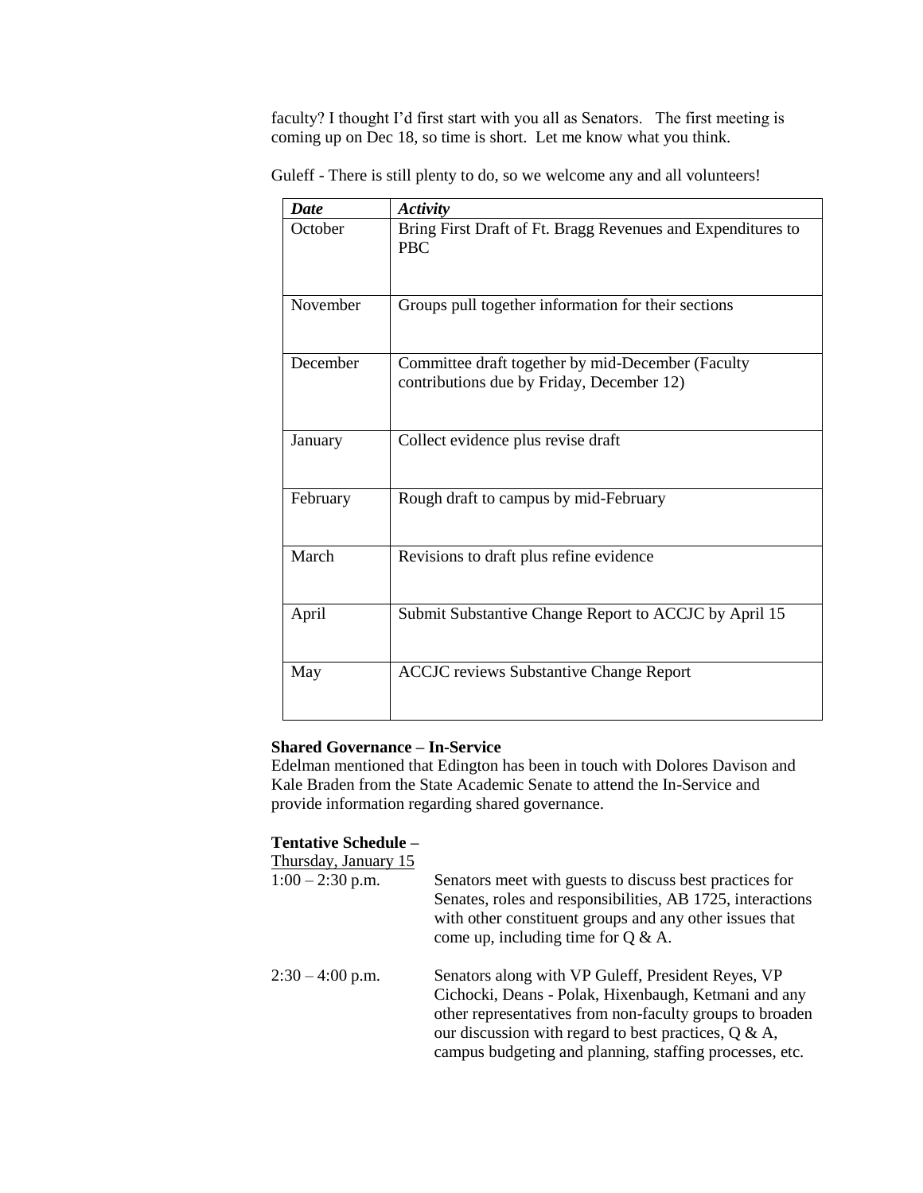faculty? I thought I'd first start with you all as Senators. The first meeting is coming up on Dec 18, so time is short. Let me know what you think.

Guleff - There is still plenty to do, so we welcome any and all volunteers!

| ***Date*** | ***Activity*** |
| --- | --- |
| October | Bring First Draft of Ft. Bragg Revenues and Expenditures to PBC |
| November | Groups pull together information for their sections |
| December | Committee draft together by mid-December (Faculty contributions due by Friday, December 12) |
| January | Collect evidence plus revise draft |
| February | Rough draft to campus by mid-February |
| March | Revisions to draft plus refine evidence |
| April | Submit Substantive Change Report to ACCJC by April 15 |
| May | ACCJC reviews Substantive Change Report |

**Shared Governance – In-Service**

Edelman mentioned that Edington has been in touch with Dolores Davison and Kale Braden from the State Academic Senate to attend the In-Service and provide information regarding shared governance.

**Tentative Schedule –**

Thursday, January 15

1:00 – 2:30 p.m. Senators meet with guests to discuss best practices for Senates, roles and responsibilities, AB 1725, interactions with other constituent groups and any other issues that come up, including time for Q & A.

2:30 – 4:00 p.m. Senators along with VP Guleff, President Reyes, VP Cichocki, Deans - Polak, Hixenbaugh, Ketmani and any other representatives from non-faculty groups to broaden our discussion with regard to best practices, Q & A, campus budgeting and planning, staffing processes, etc.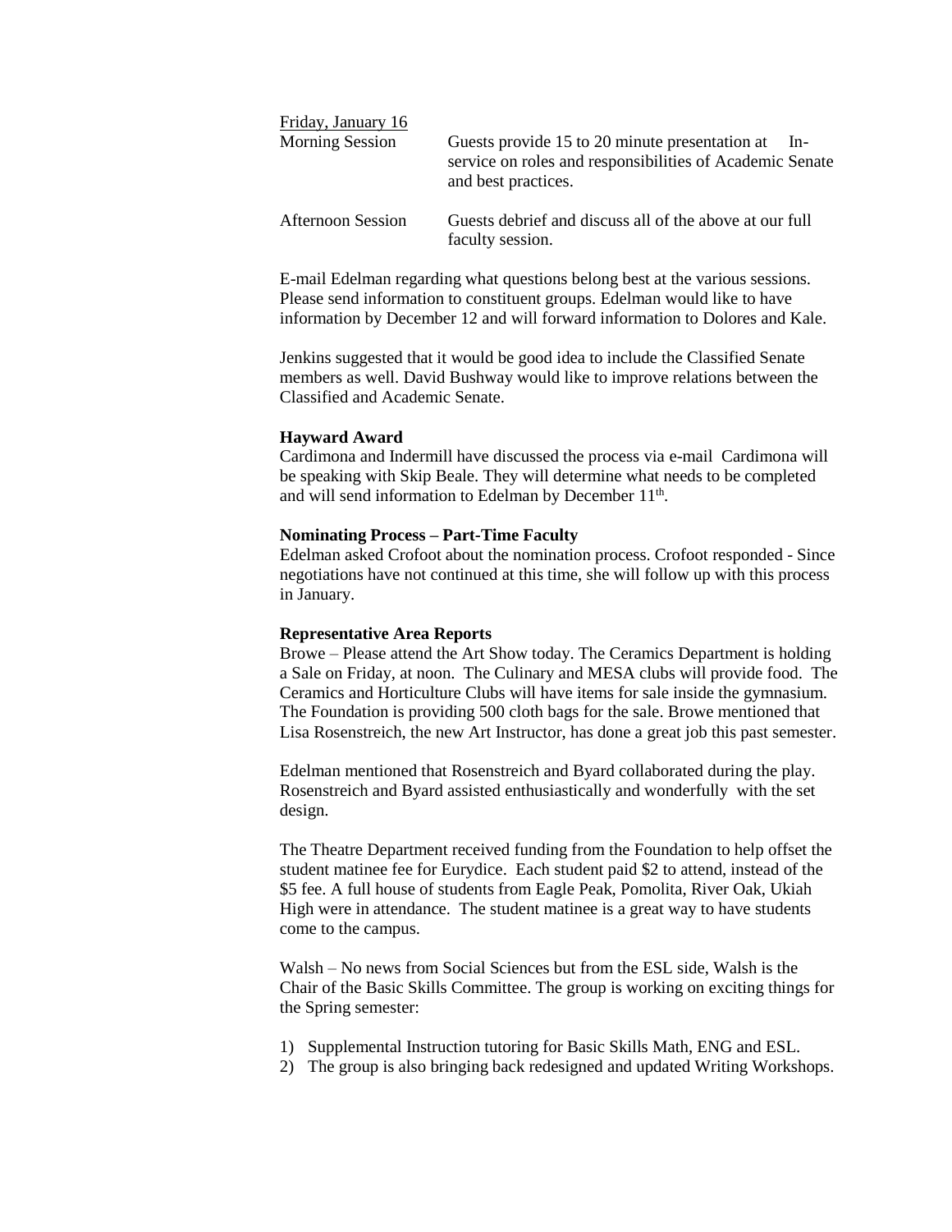Friday, January 16

| | |
|---|---|
| Morning Session | Guests provide 15 to 20 minute presentation at In-service on roles and responsibilities of Academic Senate and best practices. |
| Afternoon Session | Guests debrief and discuss all of the above at our full faculty session. |

E-mail Edelman regarding what questions belong best at the various sessions. Please send information to constituent groups. Edelman would like to have information by December 12 and will forward information to Dolores and Kale.

Jenkins suggested that it would be good idea to include the Classified Senate members as well. David Bushway would like to improve relations between the Classified and Academic Senate.

**Hayward Award**

Cardimona and Indermill have discussed the process via e-mail Cardimona will be speaking with Skip Beale. They will determine what needs to be completed and will send information to Edelman by December 11th.

**Nominating Process – Part-Time Faculty**

Edelman asked Crofoot about the nomination process. Crofoot responded - Since negotiations have not continued at this time, she will follow up with this process in January.

**Representative Area Reports**

Browe – Please attend the Art Show today. The Ceramics Department is holding a Sale on Friday, at noon. The Culinary and MESA clubs will provide food. The Ceramics and Horticulture Clubs will have items for sale inside the gymnasium. The Foundation is providing 500 cloth bags for the sale. Browe mentioned that Lisa Rosenstreich, the new Art Instructor, has done a great job this past semester.

Edelman mentioned that Rosenstreich and Byard collaborated during the play. Rosenstreich and Byard assisted enthusiastically and wonderfully with the set design.

The Theatre Department received funding from the Foundation to help offset the student matinee fee for Eurydice. Each student paid $2 to attend, instead of the $5 fee. A full house of students from Eagle Peak, Pomolita, River Oak, Ukiah High were in attendance. The student matinee is a great way to have students come to the campus.

Walsh – No news from Social Sciences but from the ESL side, Walsh is the Chair of the Basic Skills Committee. The group is working on exciting things for the Spring semester:

1) Supplemental Instruction tutoring for Basic Skills Math, ENG and ESL.
2) The group is also bringing back redesigned and updated Writing Workshops.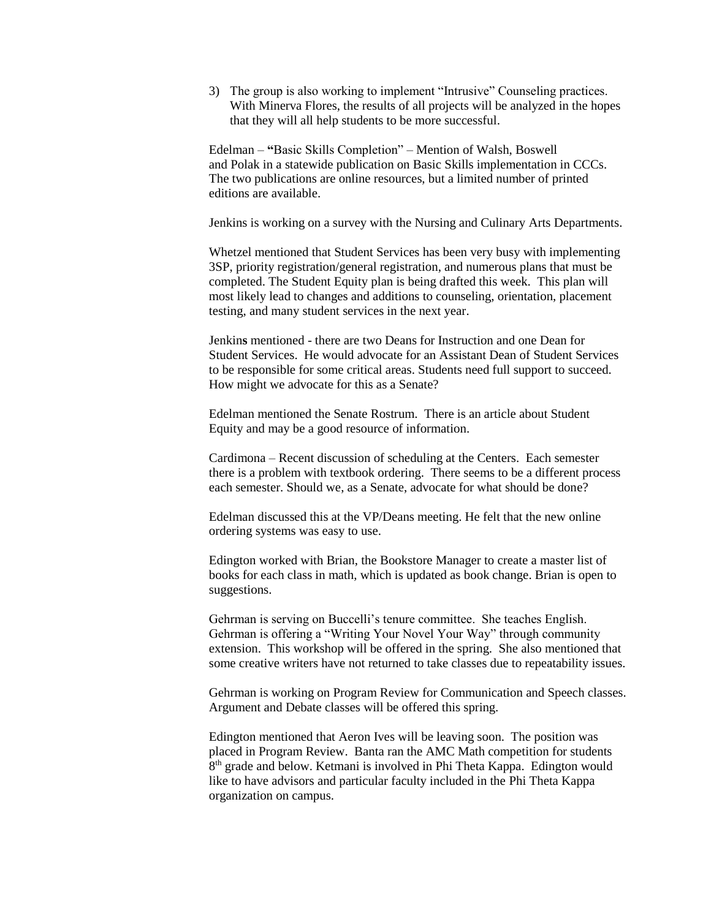3) The group is also working to implement "Intrusive" Counseling practices. With Minerva Flores, the results of all projects will be analyzed in the hopes that they will all help students to be more successful.

Edelman – "Basic Skills Completion" – Mention of Walsh, Boswell and Polak in a statewide publication on Basic Skills implementation in CCCs. The two publications are online resources, but a limited number of printed editions are available.

Jenkins is working on a survey with the Nursing and Culinary Arts Departments.

Whetzel mentioned that Student Services has been very busy with implementing 3SP, priority registration/general registration, and numerous plans that must be completed. The Student Equity plan is being drafted this week. This plan will most likely lead to changes and additions to counseling, orientation, placement testing, and many student services in the next year.

Jenkins mentioned - there are two Deans for Instruction and one Dean for Student Services. He would advocate for an Assistant Dean of Student Services to be responsible for some critical areas. Students need full support to succeed. How might we advocate for this as a Senate?

Edelman mentioned the Senate Rostrum. There is an article about Student Equity and may be a good resource of information.

Cardimona – Recent discussion of scheduling at the Centers. Each semester there is a problem with textbook ordering. There seems to be a different process each semester. Should we, as a Senate, advocate for what should be done?

Edelman discussed this at the VP/Deans meeting. He felt that the new online ordering systems was easy to use.

Edington worked with Brian, the Bookstore Manager to create a master list of books for each class in math, which is updated as book change. Brian is open to suggestions.

Gehrman is serving on Buccelli's tenure committee. She teaches English. Gehrman is offering a "Writing Your Novel Your Way" through community extension. This workshop will be offered in the spring. She also mentioned that some creative writers have not returned to take classes due to repeatability issues.

Gehrman is working on Program Review for Communication and Speech classes. Argument and Debate classes will be offered this spring.

Edington mentioned that Aeron Ives will be leaving soon. The position was placed in Program Review. Banta ran the AMC Math competition for students 8th grade and below. Ketmani is involved in Phi Theta Kappa. Edington would like to have advisors and particular faculty included in the Phi Theta Kappa organization on campus.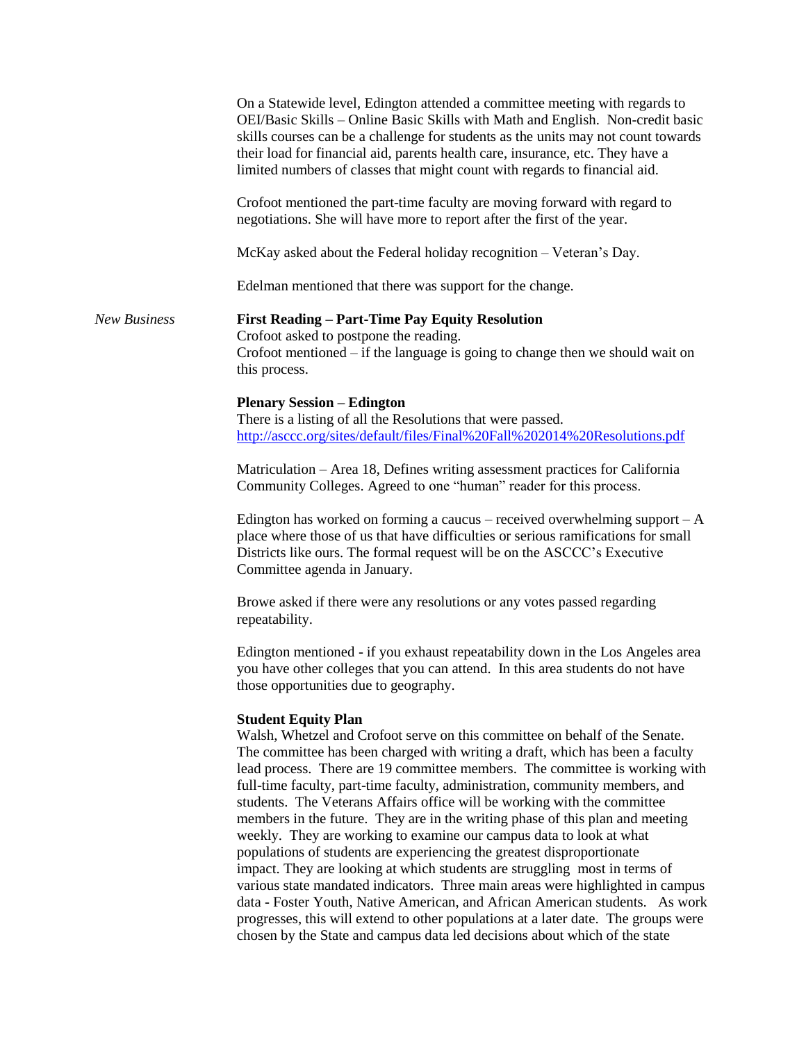On a Statewide level, Edington attended a committee meeting with regards to OEI/Basic Skills – Online Basic Skills with Math and English. Non-credit basic skills courses can be a challenge for students as the units may not count towards their load for financial aid, parents health care, insurance, etc. They have a limited numbers of classes that might count with regards to financial aid.

Crofoot mentioned the part-time faculty are moving forward with regard to negotiations. She will have more to report after the first of the year.

McKay asked about the Federal holiday recognition – Veteran's Day.

Edelman mentioned that there was support for the change.

*New Business*

**First Reading – Part-Time Pay Equity Resolution**
Crofoot asked to postpone the reading.
Crofoot mentioned – if the language is going to change then we should wait on this process.

**Plenary Session – Edington**
There is a listing of all the Resolutions that were passed.
http://asccc.org/sites/default/files/Final%20Fall%202014%20Resolutions.pdf

Matriculation – Area 18, Defines writing assessment practices for California Community Colleges. Agreed to one "human" reader for this process.

Edington has worked on forming a caucus – received overwhelming support – A place where those of us that have difficulties or serious ramifications for small Districts like ours. The formal request will be on the ASCCC's Executive Committee agenda in January.

Browe asked if there were any resolutions or any votes passed regarding repeatability.

Edington mentioned - if you exhaust repeatability down in the Los Angeles area you have other colleges that you can attend. In this area students do not have those opportunities due to geography.

**Student Equity Plan**
Walsh, Whetzel and Crofoot serve on this committee on behalf of the Senate. The committee has been charged with writing a draft, which has been a faculty lead process. There are 19 committee members. The committee is working with full-time faculty, part-time faculty, administration, community members, and students. The Veterans Affairs office will be working with the committee members in the future. They are in the writing phase of this plan and meeting weekly. They are working to examine our campus data to look at what populations of students are experiencing the greatest disproportionate impact. They are looking at which students are struggling most in terms of various state mandated indicators. Three main areas were highlighted in campus data - Foster Youth, Native American, and African American students. As work progresses, this will extend to other populations at a later date. The groups were chosen by the State and campus data led decisions about which of the state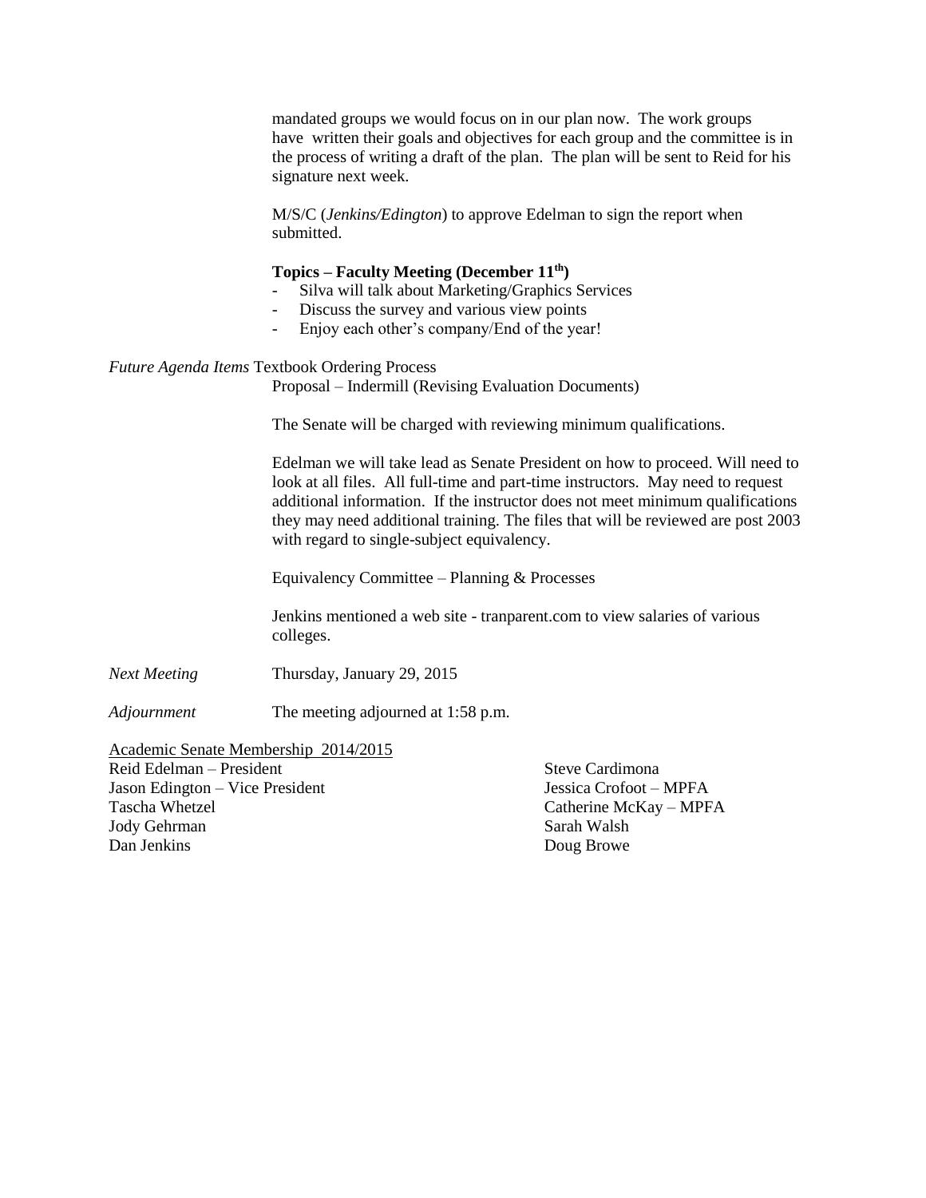mandated groups we would focus on in our plan now. The work groups have written their goals and objectives for each group and the committee is in the process of writing a draft of the plan. The plan will be sent to Reid for his signature next week.

M/S/C (*Jenkins/Edington*) to approve Edelman to sign the report when submitted.

**Topics – Faculty Meeting (December 11th)**

- Silva will talk about Marketing/Graphics Services
- Discuss the survey and various view points
- Enjoy each other's company/End of the year!

*Future Agenda Items* Textbook Ordering Process

Proposal – Indermill (Revising Evaluation Documents)

The Senate will be charged with reviewing minimum qualifications.

Edelman we will take lead as Senate President on how to proceed. Will need to look at all files. All full-time and part-time instructors. May need to request additional information. If the instructor does not meet minimum qualifications they may need additional training. The files that will be reviewed are post 2003 with regard to single-subject equivalency.

Equivalency Committee – Planning & Processes

Jenkins mentioned a web site - tranparent.com to view salaries of various colleges.

*Next Meeting* Thursday, January 29, 2015

*Adjournment* The meeting adjourned at 1:58 p.m.

Academic Senate Membership 2014/2015

Reid Edelman – President
Jason Edington – Vice President
Tascha Whetzel
Jody Gehrman
Dan Jenkins
Steve Cardimona
Jessica Crofoot – MPFA
Catherine McKay – MPFA
Sarah Walsh
Doug Browe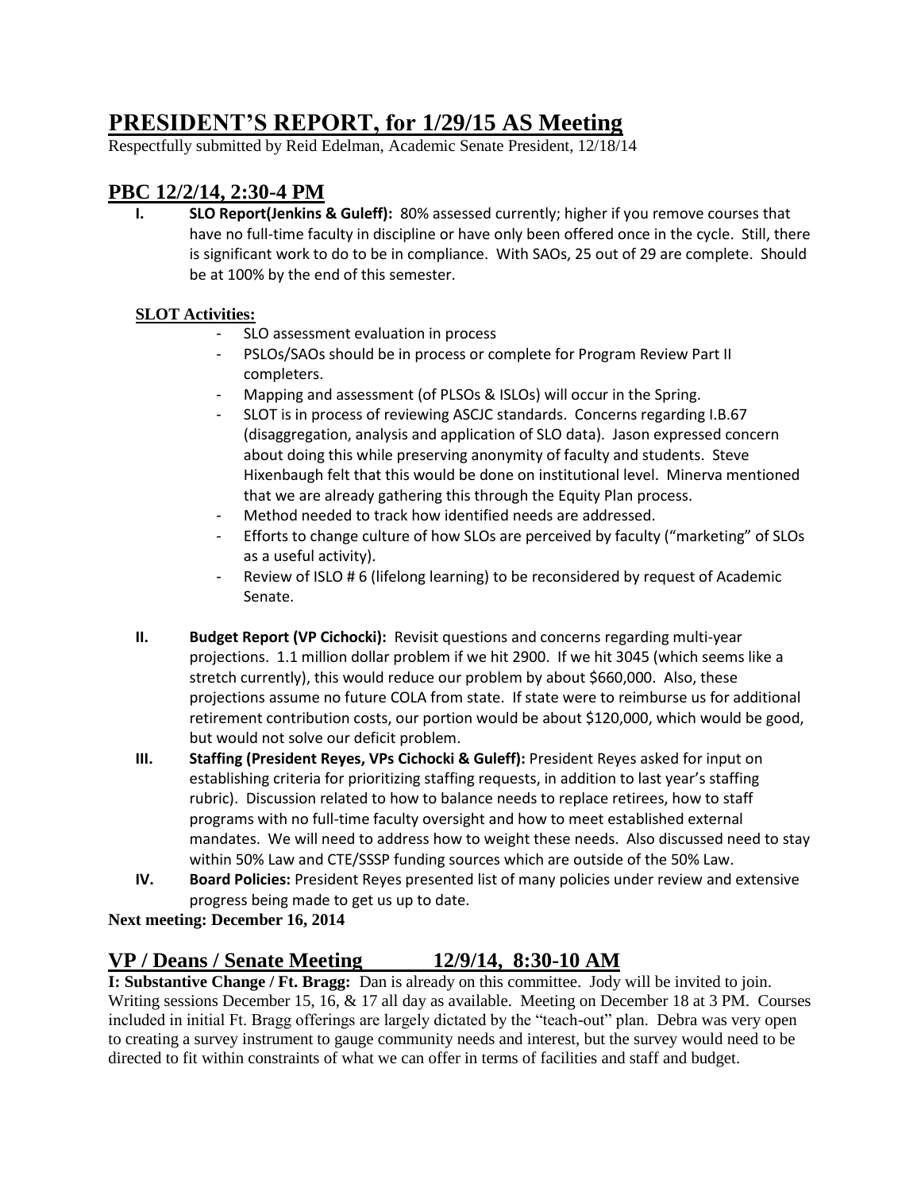# PRESIDENT'S REPORT, for 1/29/15 AS Meeting

Respectfully submitted by Reid Edelman, Academic Senate President, 12/18/14

## PBC 12/2/14, 2:30-4 PM

**I. SLO Report(Jenkins & Guleff):** 80% assessed currently; higher if you remove courses that have no full-time faculty in discipline or have only been offered once in the cycle. Still, there is significant work to do to be in compliance. With SAOs, 25 out of 29 are complete. Should be at 100% by the end of this semester.

**SLOT Activities:**

- SLO assessment evaluation in process
- PSLOs/SAOs should be in process or complete for Program Review Part II completers.
- Mapping and assessment (of PLSOs & ISLOs) will occur in the Spring.
- SLOT is in process of reviewing ASCJC standards. Concerns regarding I.B.67 (disaggregation, analysis and application of SLO data). Jason expressed concern about doing this while preserving anonymity of faculty and students. Steve Hixenbaugh felt that this would be done on institutional level. Minerva mentioned that we are already gathering this through the Equity Plan process.
- Method needed to track how identified needs are addressed.
- Efforts to change culture of how SLOs are perceived by faculty ("marketing" of SLOs as a useful activity).
- Review of ISLO # 6 (lifelong learning) to be reconsidered by request of Academic Senate.

**II. Budget Report (VP Cichocki):** Revisit questions and concerns regarding multi-year projections. 1.1 million dollar problem if we hit 2900. If we hit 3045 (which seems like a stretch currently), this would reduce our problem by about $660,000. Also, these projections assume no future COLA from state. If state were to reimburse us for additional retirement contribution costs, our portion would be about $120,000, which would be good, but would not solve our deficit problem.

**III. Staffing (President Reyes, VPs Cichocki & Guleff):** President Reyes asked for input on establishing criteria for prioritizing staffing requests, in addition to last year's staffing rubric). Discussion related to how to balance needs to replace retirees, how to staff programs with no full-time faculty oversight and how to meet established external mandates. We will need to address how to weight these needs. Also discussed need to stay within 50% Law and CTE/SSSP funding sources which are outside of the 50% Law.

**IV. Board Policies:** President Reyes presented list of many policies under review and extensive progress being made to get us up to date.

**Next meeting: December 16, 2014**

## VP / Deans / Senate Meeting 12/9/14, 8:30-10 AM

**I: Substantive Change / Ft. Bragg:** Dan is already on this committee. Jody will be invited to join. Writing sessions December 15, 16, & 17 all day as available. Meeting on December 18 at 3 PM. Courses included in initial Ft. Bragg offerings are largely dictated by the "teach-out" plan. Debra was very open to creating a survey instrument to gauge community needs and interest, but the survey would need to be directed to fit within constraints of what we can offer in terms of facilities and staff and budget.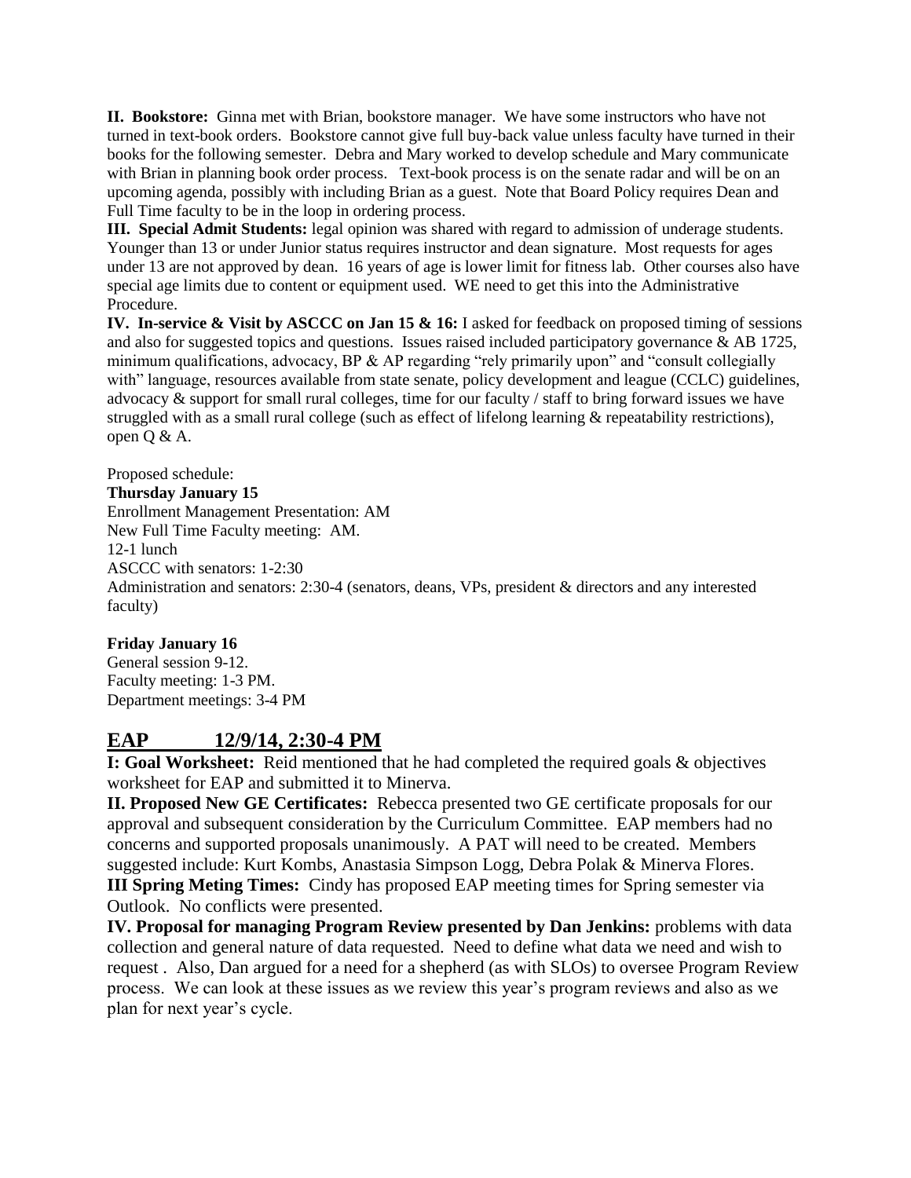**II. Bookstore:** Ginna met with Brian, bookstore manager. We have some instructors who have not turned in text-book orders. Bookstore cannot give full buy-back value unless faculty have turned in their books for the following semester. Debra and Mary worked to develop schedule and Mary communicate with Brian in planning book order process. Text-book process is on the senate radar and will be on an upcoming agenda, possibly with including Brian as a guest. Note that Board Policy requires Dean and Full Time faculty to be in the loop in ordering process.

**III. Special Admit Students:** legal opinion was shared with regard to admission of underage students. Younger than 13 or under Junior status requires instructor and dean signature. Most requests for ages under 13 are not approved by dean. 16 years of age is lower limit for fitness lab. Other courses also have special age limits due to content or equipment used. WE need to get this into the Administrative Procedure.

**IV. In-service & Visit by ASCCC on Jan 15 & 16:** I asked for feedback on proposed timing of sessions and also for suggested topics and questions. Issues raised included participatory governance & AB 1725, minimum qualifications, advocacy, BP & AP regarding "rely primarily upon" and "consult collegially with" language, resources available from state senate, policy development and league (CCLC) guidelines, advocacy & support for small rural colleges, time for our faculty / staff to bring forward issues we have struggled with as a small rural college (such as effect of lifelong learning & repeatability restrictions), open Q & A.

Proposed schedule:

**Thursday January 15**

Enrollment Management Presentation: AM
New Full Time Faculty meeting: AM.
12-1 lunch
ASCCC with senators: 1-2:30
Administration and senators: 2:30-4 (senators, deans, VPs, president & directors and any interested faculty)

**Friday January 16**

General session 9-12.
Faculty meeting: 1-3 PM.
Department meetings: 3-4 PM

## EAP 12/9/14, 2:30-4 PM

**I: Goal Worksheet:** Reid mentioned that he had completed the required goals & objectives worksheet for EAP and submitted it to Minerva.

**II. Proposed New GE Certificates:** Rebecca presented two GE certificate proposals for our approval and subsequent consideration by the Curriculum Committee. EAP members had no concerns and supported proposals unanimously. A PAT will need to be created. Members suggested include: Kurt Kombs, Anastasia Simpson Logg, Debra Polak & Minerva Flores.

**III Spring Meting Times:** Cindy has proposed EAP meeting times for Spring semester via Outlook. No conflicts were presented.

**IV. Proposal for managing Program Review presented by Dan Jenkins:** problems with data collection and general nature of data requested. Need to define what data we need and wish to request . Also, Dan argued for a need for a shepherd (as with SLOs) to oversee Program Review process. We can look at these issues as we review this year's program reviews and also as we plan for next year's cycle.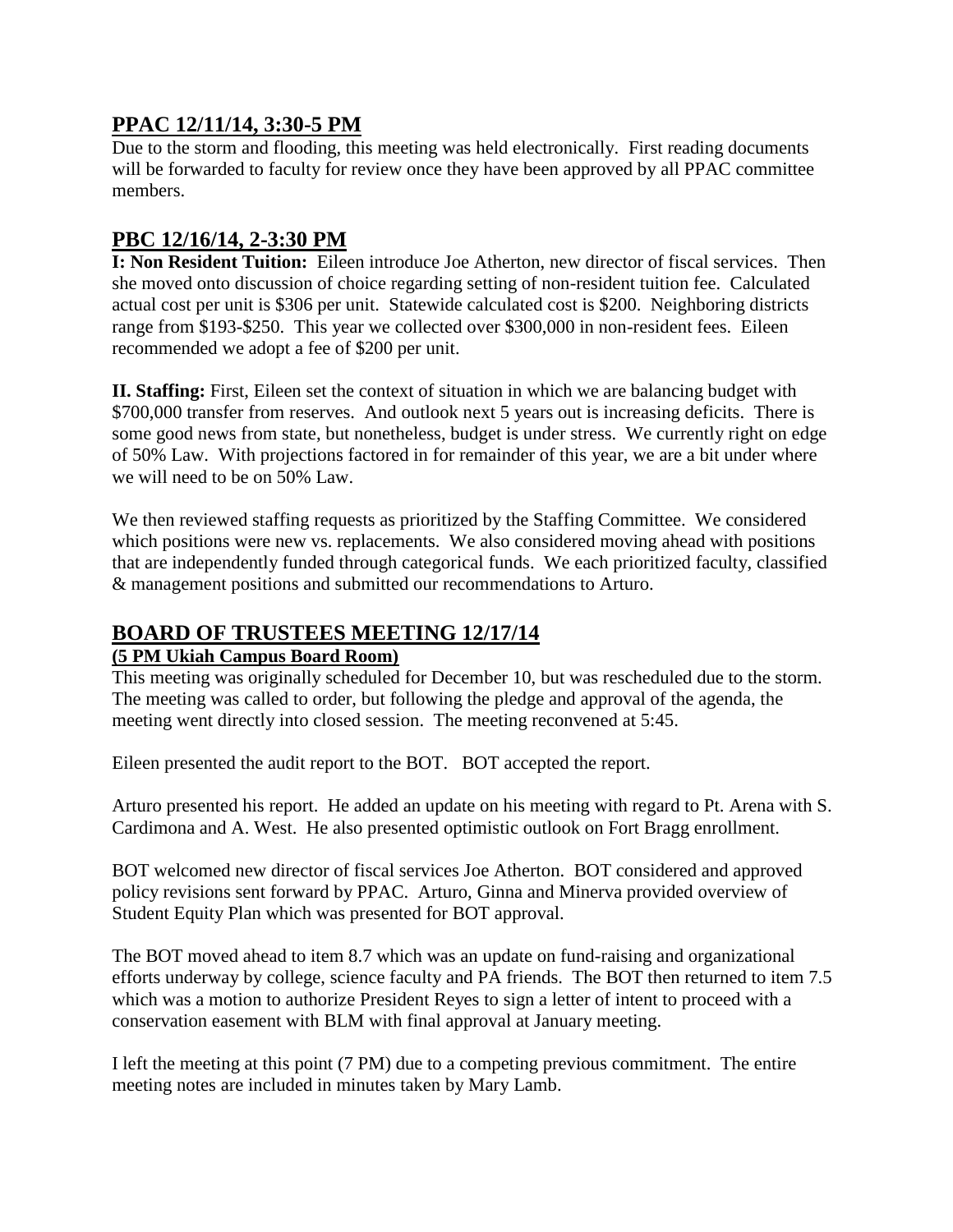## PPAC 12/11/14, 3:30-5 PM

Due to the storm and flooding, this meeting was held electronically. First reading documents will be forwarded to faculty for review once they have been approved by all PPAC committee members.

## PBC 12/16/14, 2-3:30 PM

**I: Non Resident Tuition:** Eileen introduce Joe Atherton, new director of fiscal services. Then she moved onto discussion of choice regarding setting of non-resident tuition fee. Calculated actual cost per unit is $306 per unit. Statewide calculated cost is $200. Neighboring districts range from $193-$250. This year we collected over $300,000 in non-resident fees. Eileen recommended we adopt a fee of $200 per unit.

**II. Staffing:** First, Eileen set the context of situation in which we are balancing budget with $700,000 transfer from reserves. And outlook next 5 years out is increasing deficits. There is some good news from state, but nonetheless, budget is under stress. We currently right on edge of 50% Law. With projections factored in for remainder of this year, we are a bit under where we will need to be on 50% Law.

We then reviewed staffing requests as prioritized by the Staffing Committee. We considered which positions were new vs. replacements. We also considered moving ahead with positions that are independently funded through categorical funds. We each prioritized faculty, classified & management positions and submitted our recommendations to Arturo.

## BOARD OF TRUSTEES MEETING 12/17/14

**(5 PM Ukiah Campus Board Room)**

This meeting was originally scheduled for December 10, but was rescheduled due to the storm. The meeting was called to order, but following the pledge and approval of the agenda, the meeting went directly into closed session. The meeting reconvened at 5:45.

Eileen presented the audit report to the BOT. BOT accepted the report.

Arturo presented his report. He added an update on his meeting with regard to Pt. Arena with S. Cardimona and A. West. He also presented optimistic outlook on Fort Bragg enrollment.

BOT welcomed new director of fiscal services Joe Atherton. BOT considered and approved policy revisions sent forward by PPAC. Arturo, Ginna and Minerva provided overview of Student Equity Plan which was presented for BOT approval.

The BOT moved ahead to item 8.7 which was an update on fund-raising and organizational efforts underway by college, science faculty and PA friends. The BOT then returned to item 7.5 which was a motion to authorize President Reyes to sign a letter of intent to proceed with a conservation easement with BLM with final approval at January meeting.

I left the meeting at this point (7 PM) due to a competing previous commitment. The entire meeting notes are included in minutes taken by Mary Lamb.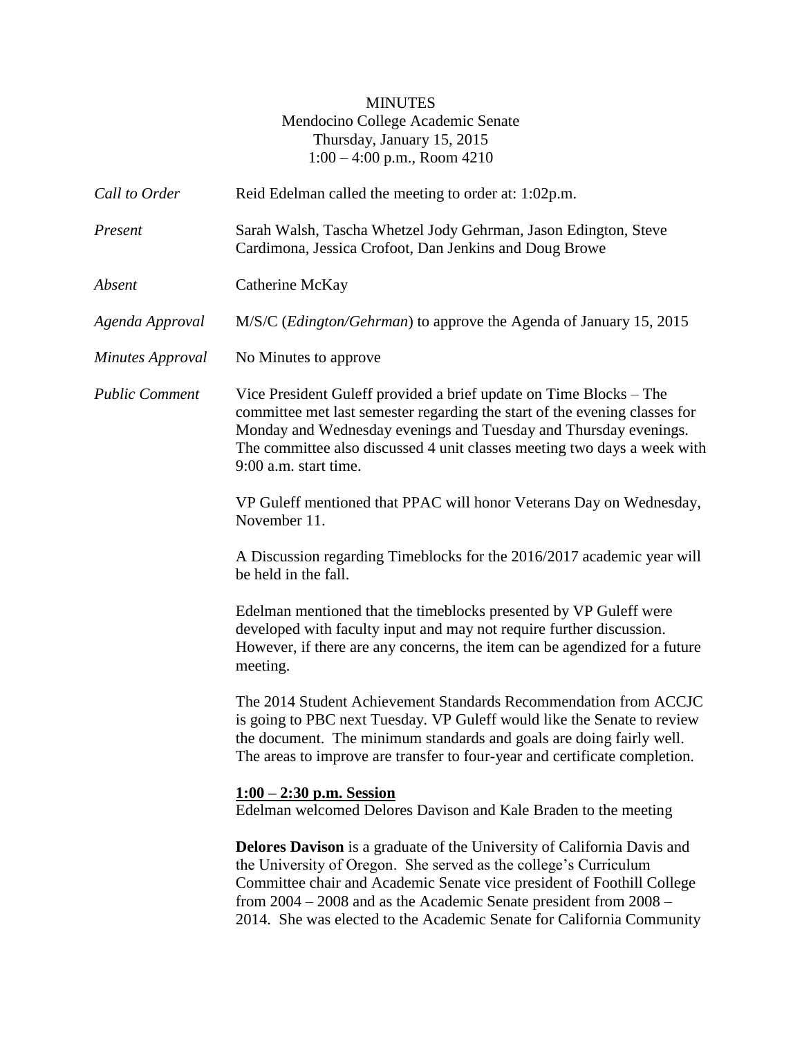MINUTES
Mendocino College Academic Senate
Thursday, January 15, 2015
1:00 – 4:00 p.m., Room 4210

*Call to Order* Reid Edelman called the meeting to order at: 1:02p.m.

*Present* Sarah Walsh, Tascha Whetzel Jody Gehrman, Jason Edington, Steve Cardimona, Jessica Crofoot, Dan Jenkins and Doug Browe

*Absent* Catherine McKay

*Agenda Approval* M/S/C (*Edington/Gehrman*) to approve the Agenda of January 15, 2015

*Minutes Approval* No Minutes to approve

*Public Comment* Vice President Guleff provided a brief update on Time Blocks – The committee met last semester regarding the start of the evening classes for Monday and Wednesday evenings and Tuesday and Thursday evenings. The committee also discussed 4 unit classes meeting two days a week with 9:00 a.m. start time.

VP Guleff mentioned that PPAC will honor Veterans Day on Wednesday, November 11.

A Discussion regarding Timeblocks for the 2016/2017 academic year will be held in the fall.

Edelman mentioned that the timeblocks presented by VP Guleff were developed with faculty input and may not require further discussion. However, if there are any concerns, the item can be agendized for a future meeting.

The 2014 Student Achievement Standards Recommendation from ACCJC is going to PBC next Tuesday. VP Guleff would like the Senate to review the document. The minimum standards and goals are doing fairly well. The areas to improve are transfer to four-year and certificate completion.

**1:00 – 2:30 p.m. Session**

Edelman welcomed Delores Davison and Kale Braden to the meeting

**Delores Davison** is a graduate of the University of California Davis and the University of Oregon. She served as the college's Curriculum Committee chair and Academic Senate vice president of Foothill College from 2004 – 2008 and as the Academic Senate president from 2008 – 2014. She was elected to the Academic Senate for California Community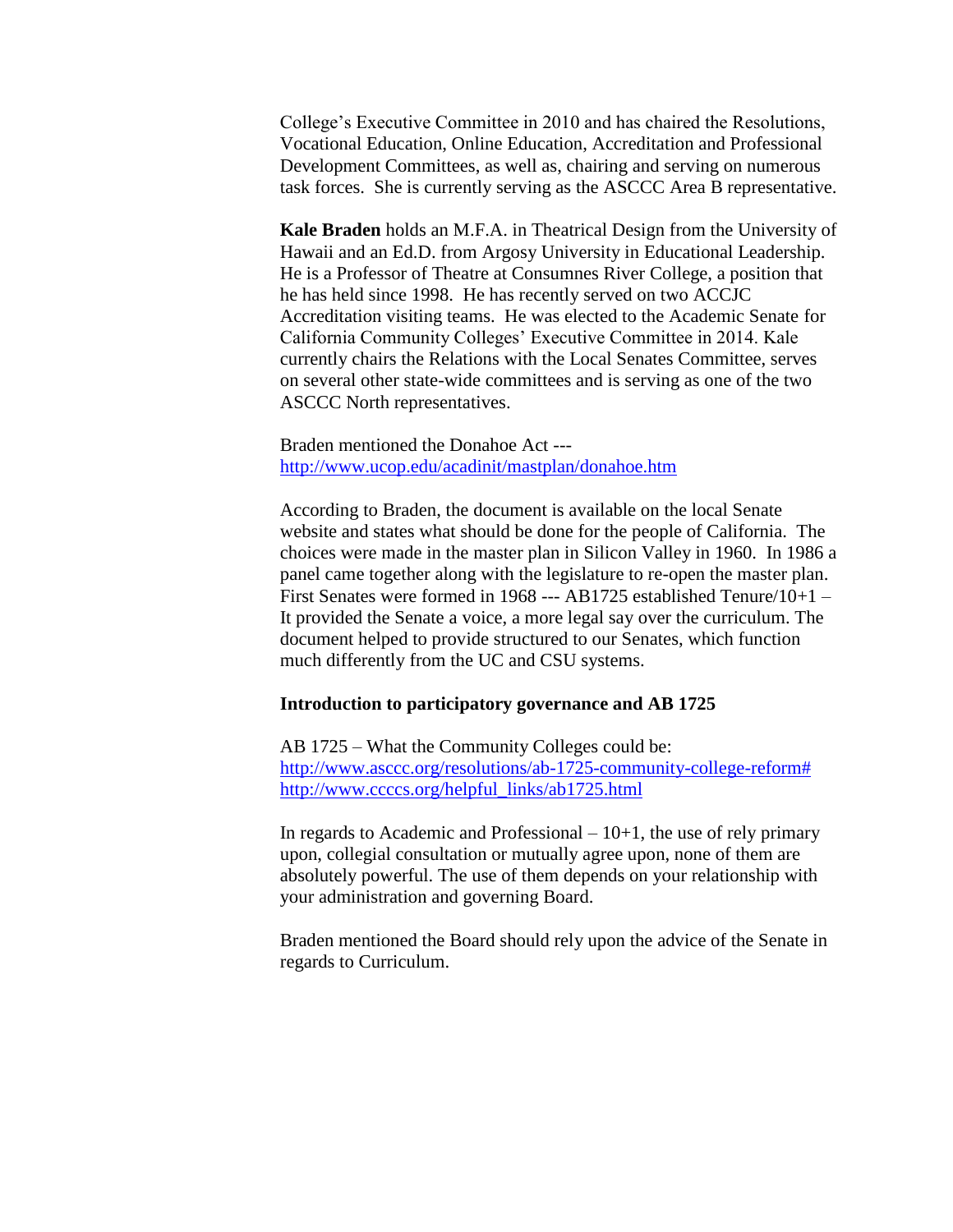College's Executive Committee in 2010 and has chaired the Resolutions, Vocational Education, Online Education, Accreditation and Professional Development Committees, as well as, chairing and serving on numerous task forces. She is currently serving as the ASCCC Area B representative.

**Kale Braden** holds an M.F.A. in Theatrical Design from the University of Hawaii and an Ed.D. from Argosy University in Educational Leadership. He is a Professor of Theatre at Consumnes River College, a position that he has held since 1998. He has recently served on two ACCJC Accreditation visiting teams. He was elected to the Academic Senate for California Community Colleges' Executive Committee in 2014. Kale currently chairs the Relations with the Local Senates Committee, serves on several other state-wide committees and is serving as one of the two ASCCC North representatives.

Braden mentioned the Donahoe Act ---
http://www.ucop.edu/acadinit/mastplan/donahoe.htm

According to Braden, the document is available on the local Senate website and states what should be done for the people of California. The choices were made in the master plan in Silicon Valley in 1960. In 1986 a panel came together along with the legislature to re-open the master plan. First Senates were formed in 1968 --- AB1725 established Tenure/10+1 – It provided the Senate a voice, a more legal say over the curriculum. The document helped to provide structured to our Senates, which function much differently from the UC and CSU systems.

**Introduction to participatory governance and AB 1725**

AB 1725 – What the Community Colleges could be:
http://www.asccc.org/resolutions/ab-1725-community-college-reform#
http://www.ccccs.org/helpful_links/ab1725.html

In regards to Academic and Professional – 10+1, the use of rely primary upon, collegial consultation or mutually agree upon, none of them are absolutely powerful. The use of them depends on your relationship with your administration and governing Board.

Braden mentioned the Board should rely upon the advice of the Senate in regards to Curriculum.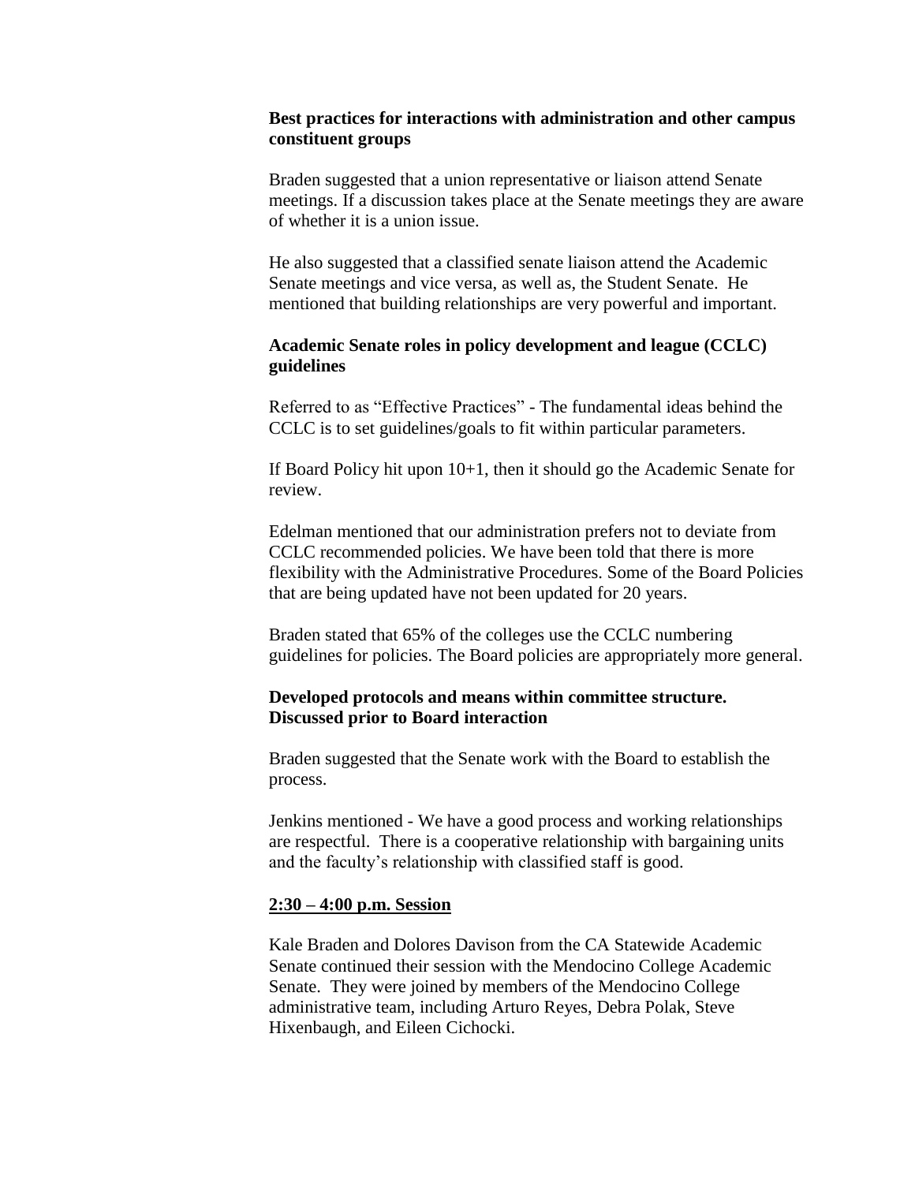**Best practices for interactions with administration and other campus constituent groups**

Braden suggested that a union representative or liaison attend Senate meetings. If a discussion takes place at the Senate meetings they are aware of whether it is a union issue.

He also suggested that a classified senate liaison attend the Academic Senate meetings and vice versa, as well as, the Student Senate. He mentioned that building relationships are very powerful and important.

**Academic Senate roles in policy development and league (CCLC) guidelines**

Referred to as "Effective Practices" - The fundamental ideas behind the CCLC is to set guidelines/goals to fit within particular parameters.

If Board Policy hit upon 10+1, then it should go the Academic Senate for review.

Edelman mentioned that our administration prefers not to deviate from CCLC recommended policies. We have been told that there is more flexibility with the Administrative Procedures. Some of the Board Policies that are being updated have not been updated for 20 years.

Braden stated that 65% of the colleges use the CCLC numbering guidelines for policies. The Board policies are appropriately more general.

**Developed protocols and means within committee structure. Discussed prior to Board interaction**

Braden suggested that the Senate work with the Board to establish the process.

Jenkins mentioned - We have a good process and working relationships are respectful. There is a cooperative relationship with bargaining units and the faculty's relationship with classified staff is good.

**2:30 – 4:00 p.m. Session**

Kale Braden and Dolores Davison from the CA Statewide Academic Senate continued their session with the Mendocino College Academic Senate. They were joined by members of the Mendocino College administrative team, including Arturo Reyes, Debra Polak, Steve Hixenbaugh, and Eileen Cichocki.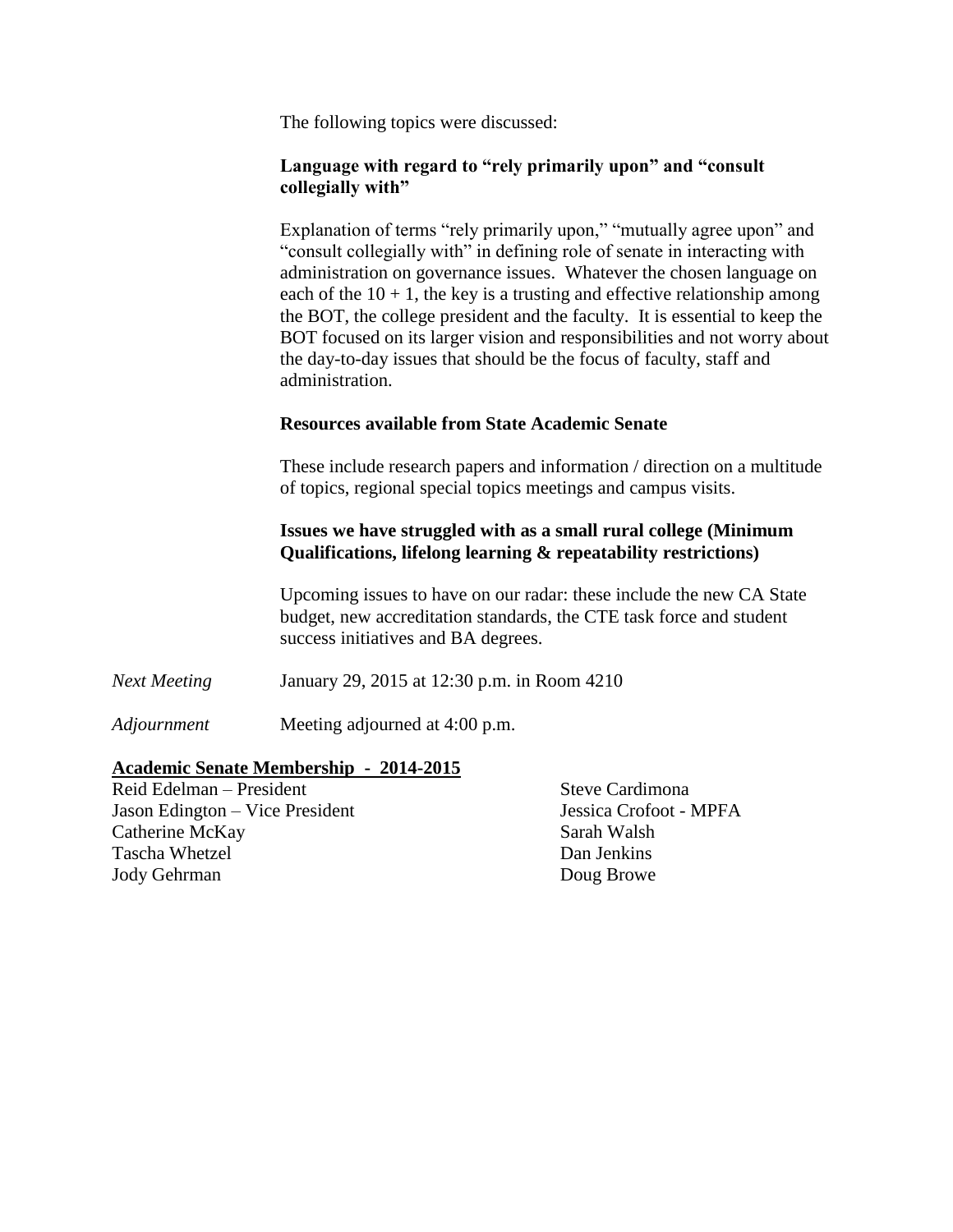The following topics were discussed:

**Language with regard to "rely primarily upon" and "consult collegially with"**

Explanation of terms "rely primarily upon," "mutually agree upon" and "consult collegially with" in defining role of senate in interacting with administration on governance issues. Whatever the chosen language on each of the 10 + 1, the key is a trusting and effective relationship among the BOT, the college president and the faculty. It is essential to keep the BOT focused on its larger vision and responsibilities and not worry about the day-to-day issues that should be the focus of faculty, staff and administration.

**Resources available from State Academic Senate**

These include research papers and information / direction on a multitude of topics, regional special topics meetings and campus visits.

**Issues we have struggled with as a small rural college (Minimum Qualifications, lifelong learning & repeatability restrictions)**

Upcoming issues to have on our radar: these include the new CA State budget, new accreditation standards, the CTE task force and student success initiatives and BA degrees.

*Next Meeting* January 29, 2015 at 12:30 p.m. in Room 4210

*Adjournment* Meeting adjourned at 4:00 p.m.

**Academic Senate Membership - 2014-2015**

Reid Edelman – President
Jason Edington – Vice President
Catherine McKay
Tascha Whetzel
Jody Gehrman
Steve Cardimona
Jessica Crofoot - MPFA
Sarah Walsh
Dan Jenkins
Doug Browe